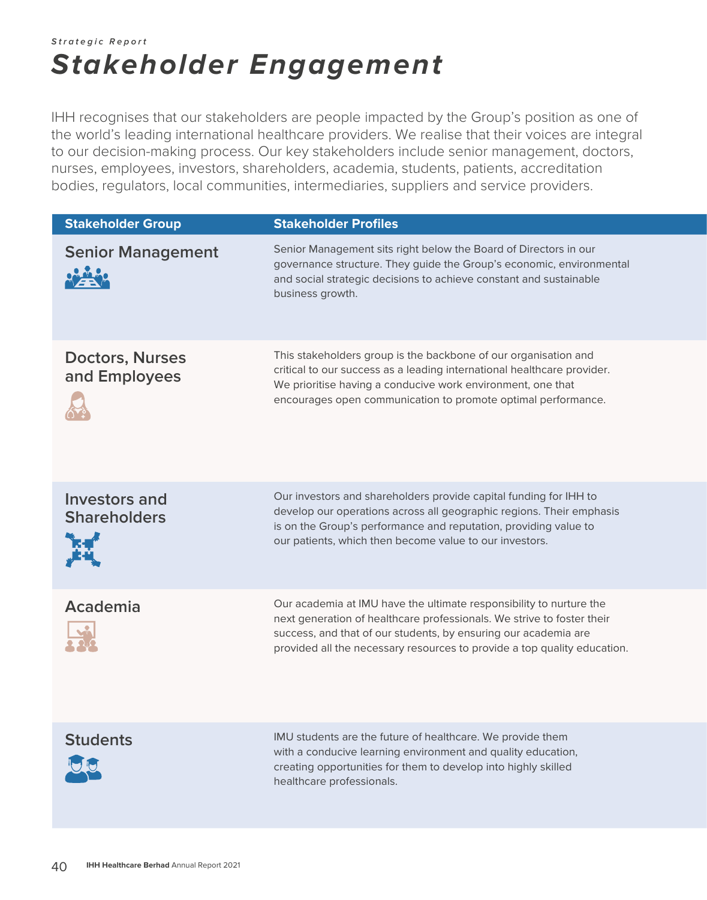*Strategic Report*

# *Stakeholder Engagement*

IHH recognises that our stakeholders are people impacted by the Group's position as one of the world's leading international healthcare providers. We realise that their voices are integral to our decision-making process. Our key stakeholders include senior management, doctors, nurses, employees, investors, shareholders, academia, students, patients, accreditation bodies, regulators, local communities, intermediaries, suppliers and service providers.

| Stakeholder Group | Stakeholder Profiles |
| --- | --- |
| **Senior Management** | Senior Management sits right below the Board of Directors in our governance structure. They guide the Group's economic, environmental and social strategic decisions to achieve constant and sustainable business growth. |
| **Doctors, Nurses and Employees** | This stakeholders group is the backbone of our organisation and critical to our success as a leading international healthcare provider. We prioritise having a conducive work environment, one that encourages open communication to promote optimal performance. |
| **Investors and Shareholders** | Our investors and shareholders provide capital funding for IHH to develop our operations across all geographic regions. Their emphasis is on the Group's performance and reputation, providing value to our patients, which then become value to our investors. |
| **Academia** | Our academia at IMU have the ultimate responsibility to nurture the next generation of healthcare professionals. We strive to foster their success, and that of our students, by ensuring our academia are provided all the necessary resources to provide a top quality education. |
| **Students** | IMU students are the future of healthcare. We provide them with a conducive learning environment and quality education, creating opportunities for them to develop into highly skilled healthcare professionals. |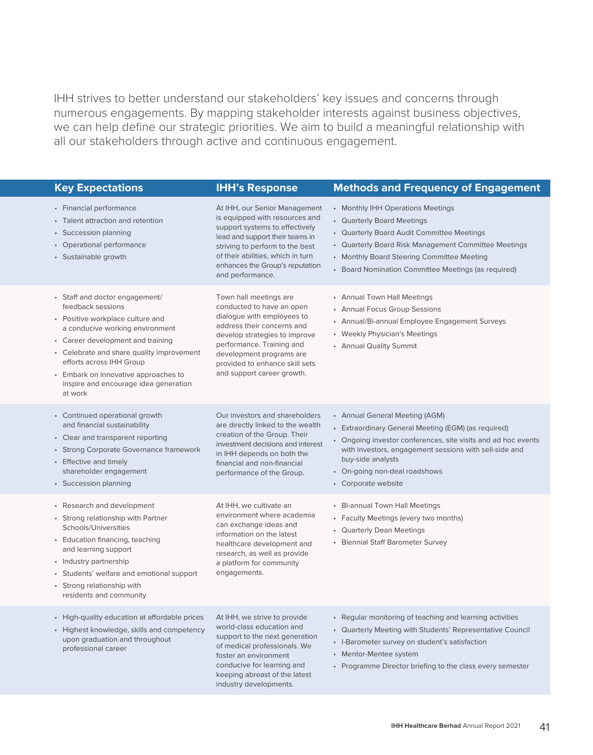IHH strives to better understand our stakeholders' key issues and concerns through numerous engagements. By mapping stakeholder interests against business objectives, we can help define our strategic priorities. We aim to build a meaningful relationship with all our stakeholders through active and continuous engagement.

| Key Expectations | IHH's Response | Methods and Frequency of Engagement |
|---|---|---|
| • Financial performance<br>• Talent attraction and retention<br>• Succession planning<br>• Operational performance<br>• Sustainable growth | At IHH, our Senior Management is equipped with resources and support systems to effectively lead and support their teams in striving to perform to the best of their abilities, which in turn enhances the Group's reputation and performance. | • Monthly IHH Operations Meetings<br>• Quarterly Board Meetings<br>• Quarterly Board Audit Committee Meetings<br>• Quarterly Board Risk Management Committee Meetings<br>• Monthly Board Steering Committee Meeting<br>• Board Nomination Committee Meetings (as required) |
| • Staff and doctor engagement/ feedback sessions<br>• Positive workplace culture and a conducive working environment<br>• Career development and training<br>• Celebrate and share quality improvement efforts across IHH Group<br>• Embark on innovative approaches to inspire and encourage idea generation at work | Town hall meetings are conducted to have an open dialogue with employees to address their concerns and develop strategies to improve performance. Training and development programs are provided to enhance skill sets and support career growth. | • Annual Town Hall Meetings<br>• Annual Focus Group Sessions<br>• Annual/Bi-annual Employee Engagement Surveys<br>• Weekly Physician's Meetings<br>• Annual Quality Summit |
| • Continued operational growth and financial sustainability<br>• Clear and transparent reporting<br>• Strong Corporate Governance framework<br>• Effective and timely shareholder engagement<br>• Succession planning | Our investors and shareholders are directly linked to the wealth creation of the Group. Their investment decisions and interest in IHH depends on both the financial and non-financial performance of the Group. | • Annual General Meeting (AGM)<br>• Extraordinary General Meeting (EGM) (as required)<br>• Ongoing investor conferences, site visits and ad hoc events with investors, engagement sessions with sell-side and buy-side analysts<br>• On-going non-deal roadshows<br>• Corporate website |
| • Research and development<br>• Strong relationship with Partner Schools/Universities<br>• Education financing, teaching and learning support<br>• Industry partnership<br>• Students' welfare and emotional support<br>• Strong relationship with residents and community | At IHH, we cultivate an environment where academia can exchange ideas and information on the latest healthcare development and research, as well as provide a platform for community engagements. | • Bi-annual Town Hall Meetings<br>• Faculty Meetings (every two months)<br>• Quarterly Dean Meetings<br>• Biennial Staff Barometer Survey |
| • High-quality education at affordable prices<br>• Highest knowledge, skills and competency upon graduation and throughout professional career | At IHH, we strive to provide world-class education and support to the next generation of medical professionals. We foster an environment conducive for learning and keeping abreast of the latest industry developments. | • Regular monitoring of teaching and learning activities<br>• Quarterly Meeting with Students' Representative Council<br>• I-Barometer survey on student's satisfaction<br>• Mentor-Mentee system<br>• Programme Director briefing to the class every semester |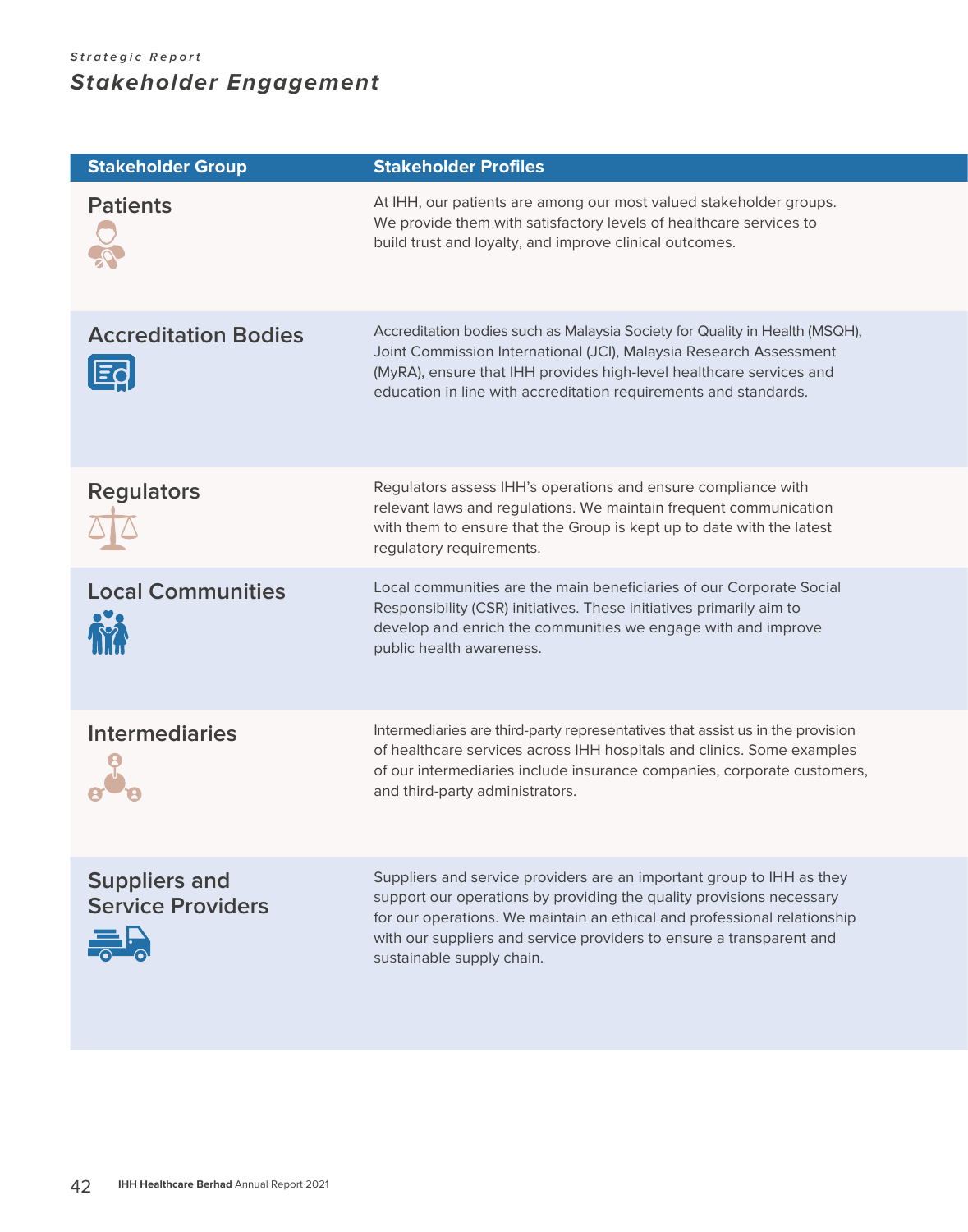*Strategic Report*

# *Stakeholder Engagement*

| Stakeholder Group | Stakeholder Profiles |
|---|---|
| Patients | At IHH, our patients are among our most valued stakeholder groups. We provide them with satisfactory levels of healthcare services to build trust and loyalty, and improve clinical outcomes. |
| Accreditation Bodies | Accreditation bodies such as Malaysia Society for Quality in Health (MSQH), Joint Commission International (JCI), Malaysia Research Assessment (MyRA), ensure that IHH provides high-level healthcare services and education in line with accreditation requirements and standards. |
| Regulators | Regulators assess IHH's operations and ensure compliance with relevant laws and regulations. We maintain frequent communication with them to ensure that the Group is kept up to date with the latest regulatory requirements. |
| Local Communities | Local communities are the main beneficiaries of our Corporate Social Responsibility (CSR) initiatives. These initiatives primarily aim to develop and enrich the communities we engage with and improve public health awareness. |
| Intermediaries | Intermediaries are third-party representatives that assist us in the provision of healthcare services across IHH hospitals and clinics. Some examples of our intermediaries include insurance companies, corporate customers, and third-party administrators. |
| Suppliers and Service Providers | Suppliers and service providers are an important group to IHH as they support our operations by providing the quality provisions necessary for our operations. We maintain an ethical and professional relationship with our suppliers and service providers to ensure a transparent and sustainable supply chain. |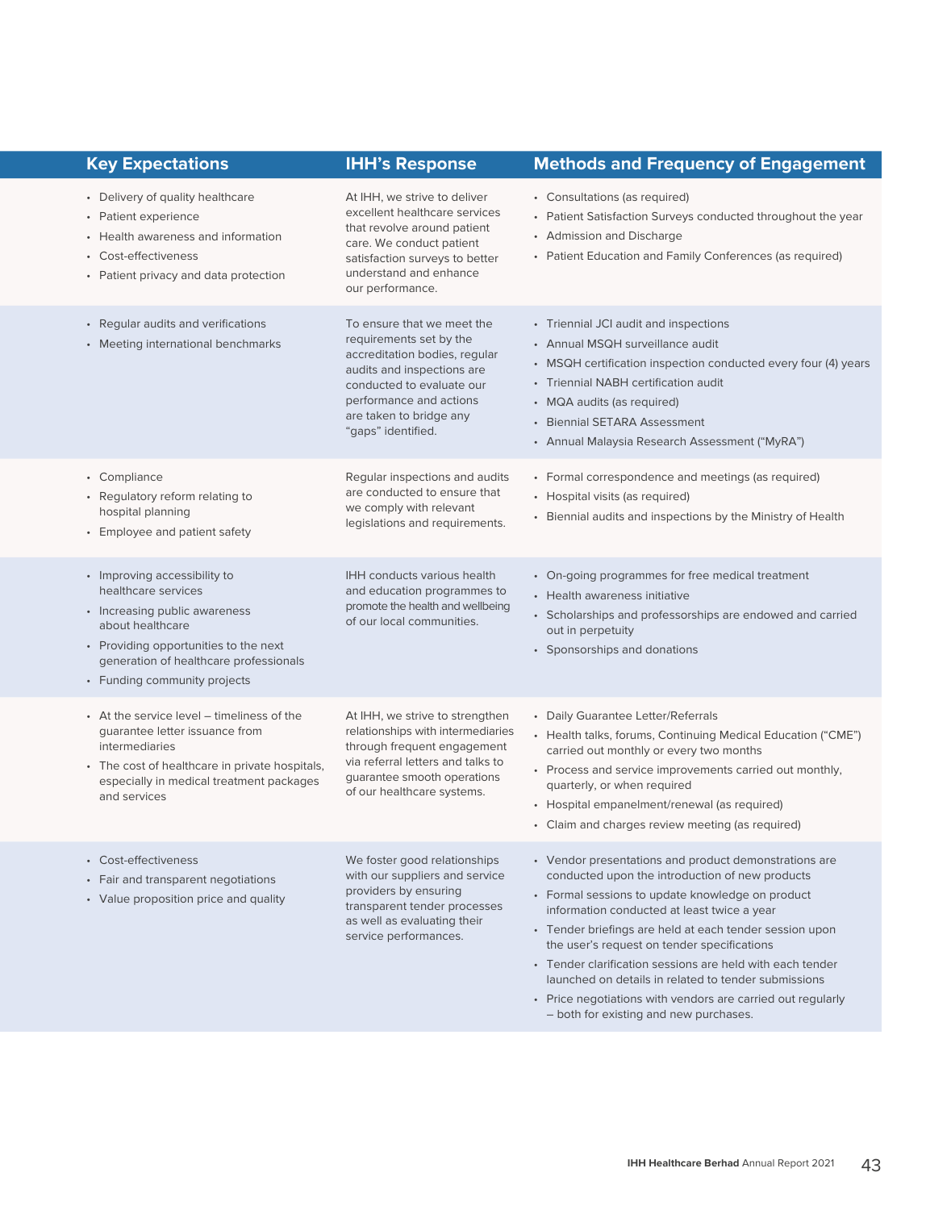| Key Expectations | IHH's Response | Methods and Frequency of Engagement |
|---|---|---|
| • Delivery of quality healthcare<br>• Patient experience<br>• Health awareness and information<br>• Cost-effectiveness<br>• Patient privacy and data protection | At IHH, we strive to deliver excellent healthcare services that revolve around patient care. We conduct patient satisfaction surveys to better understand and enhance our performance. | • Consultations (as required)<br>• Patient Satisfaction Surveys conducted throughout the year<br>• Admission and Discharge<br>• Patient Education and Family Conferences (as required) |
| • Regular audits and verifications<br>• Meeting international benchmarks | To ensure that we meet the requirements set by the accreditation bodies, regular audits and inspections are conducted to evaluate our performance and actions are taken to bridge any "gaps" identified. | • Triennial JCI audit and inspections<br>• Annual MSQH surveillance audit<br>• MSQH certification inspection conducted every four (4) years<br>• Triennial NABH certification audit<br>• MQA audits (as required)<br>• Biennial SETARA Assessment<br>• Annual Malaysia Research Assessment ("MyRA") |
| • Compliance<br>• Regulatory reform relating to hospital planning<br>• Employee and patient safety | Regular inspections and audits are conducted to ensure that we comply with relevant legislations and requirements. | • Formal correspondence and meetings (as required)<br>• Hospital visits (as required)<br>• Biennial audits and inspections by the Ministry of Health |
| • Improving accessibility to healthcare services<br>• Increasing public awareness about healthcare<br>• Providing opportunities to the next generation of healthcare professionals<br>• Funding community projects | IHH conducts various health and education programmes to promote the health and wellbeing of our local communities. | • On-going programmes for free medical treatment<br>• Health awareness initiative<br>• Scholarships and professorships are endowed and carried out in perpetuity<br>• Sponsorships and donations |
| • At the service level – timeliness of the guarantee letter issuance from intermediaries<br>• The cost of healthcare in private hospitals, especially in medical treatment packages and services | At IHH, we strive to strengthen relationships with intermediaries through frequent engagement via referral letters and talks to guarantee smooth operations of our healthcare systems. | • Daily Guarantee Letter/Referrals<br>• Health talks, forums, Continuing Medical Education ("CME") carried out monthly or every two months<br>• Process and service improvements carried out monthly, quarterly, or when required<br>• Hospital empanelment/renewal (as required)<br>• Claim and charges review meeting (as required) |
| • Cost-effectiveness<br>• Fair and transparent negotiations<br>• Value proposition price and quality | We foster good relationships with our suppliers and service providers by ensuring transparent tender processes as well as evaluating their service performances. | • Vendor presentations and product demonstrations are conducted upon the introduction of new products<br>• Formal sessions to update knowledge on product information conducted at least twice a year<br>• Tender briefings are held at each tender session upon the user's request on tender specifications<br>• Tender clarification sessions are held with each tender launched on details in related to tender submissions<br>• Price negotiations with vendors are carried out regularly – both for existing and new purchases. |